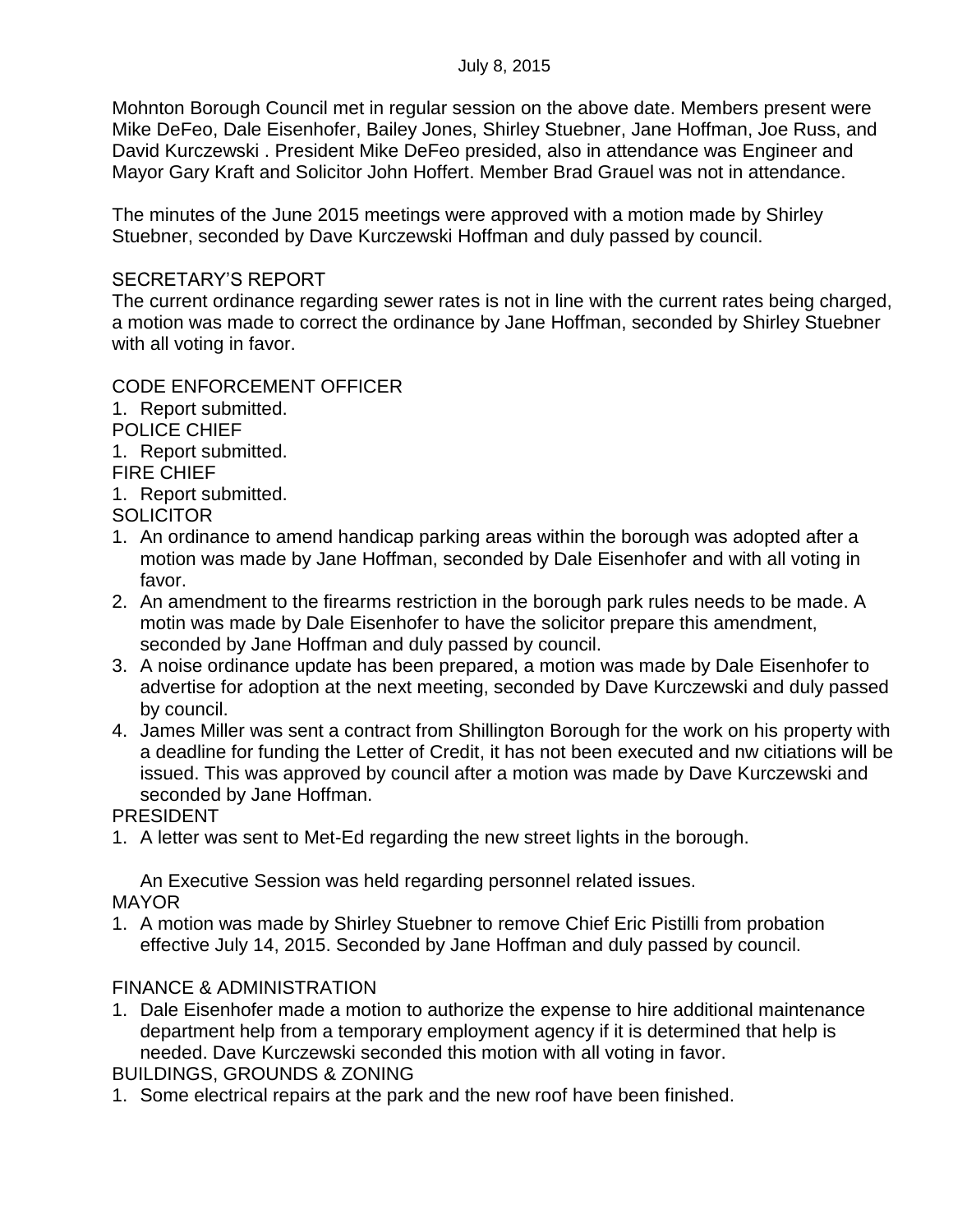July 8, 2015

Mohnton Borough Council met in regular session on the above date. Members present were Mike DeFeo, Dale Eisenhofer, Bailey Jones, Shirley Stuebner, Jane Hoffman, Joe Russ, and David Kurczewski . President Mike DeFeo presided, also in attendance was Engineer and Mayor Gary Kraft and Solicitor John Hoffert. Member Brad Grauel was not in attendance.

The minutes of the June 2015 meetings were approved with a motion made by Shirley Stuebner, seconded by Dave Kurczewski Hoffman and duly passed by council.

SECRETARY'S REPORT
The current ordinance regarding sewer rates is not in line with the current rates being charged, a motion was made to correct the ordinance by Jane Hoffman, seconded by Shirley Stuebner with all voting in favor.

CODE ENFORCEMENT OFFICER
1. Report submitted.

POLICE CHIEF
1. Report submitted.

FIRE CHIEF
1. Report submitted.

SOLICITOR
1. An ordinance to amend handicap parking areas within the borough was adopted after a motion was made by Jane Hoffman, seconded by Dale Eisenhofer and with all voting in favor.
2. An amendment to the firearms restriction in the borough park rules needs to be made. A motin was made by Dale Eisenhofer to have the solicitor prepare this amendment, seconded by Jane Hoffman and duly passed by council.
3. A noise ordinance update has been prepared, a motion was made by Dale Eisenhofer to advertise for adoption at the next meeting, seconded by Dave Kurczewski and duly passed by council.
4. James Miller was sent a contract from Shillington Borough for the work on his property with a deadline for funding the Letter of Credit, it has not been executed and nw citiations will be issued. This was approved by council after a motion was made by Dave Kurczewski and seconded by Jane Hoffman.

PRESIDENT
1. A letter was sent to Met-Ed regarding the new street lights in the borough.

An Executive Session was held regarding personnel related issues.

MAYOR
1. A motion was made by Shirley Stuebner to remove Chief Eric Pistilli from probation effective July 14, 2015. Seconded by Jane Hoffman and duly passed by council.

FINANCE & ADMINISTRATION
1. Dale Eisenhofer made a motion to authorize the expense to hire additional maintenance department help from a temporary employment agency if it is determined that help is needed. Dave Kurczewski seconded this motion with all voting in favor.

BUILDINGS, GROUNDS & ZONING
1. Some electrical repairs at the park and the new roof have been finished.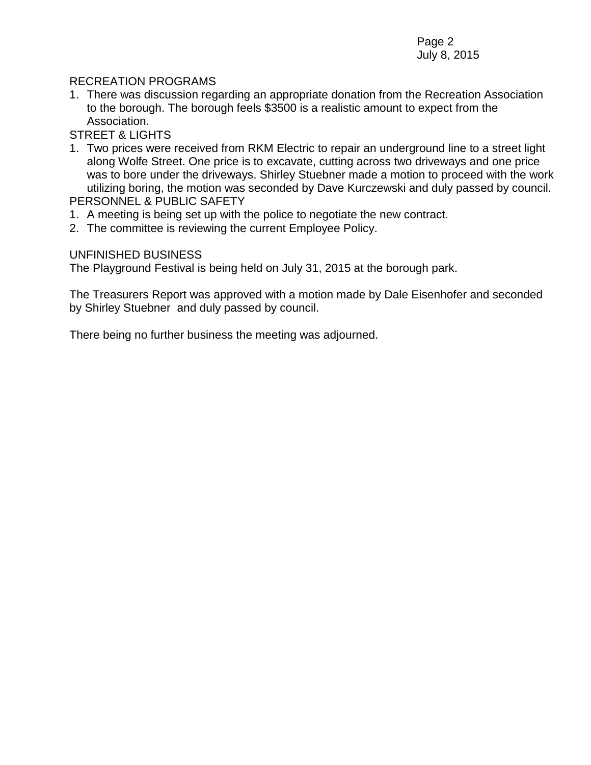RECREATION PROGRAMS

1. There was discussion regarding an appropriate donation from the Recreation Association to the borough. The borough feels $3500 is a realistic amount to expect from the Association.

STREET & LIGHTS

1. Two prices were received from RKM Electric to repair an underground line to a street light along Wolfe Street. One price is to excavate, cutting across two driveways and one price was to bore under the driveways. Shirley Stuebner made a motion to proceed with the work utilizing boring, the motion was seconded by Dave Kurczewski and duly passed by council.

PERSONNEL & PUBLIC SAFETY

1. A meeting is being set up with the police to negotiate the new contract.
2. The committee is reviewing the current Employee Policy.

UNFINISHED BUSINESS

The Playground Festival is being held on July 31, 2015 at the borough park.

The Treasurers Report was approved with a motion made by Dale Eisenhofer and seconded by Shirley Stuebner and duly passed by council.

There being no further business the meeting was adjourned.